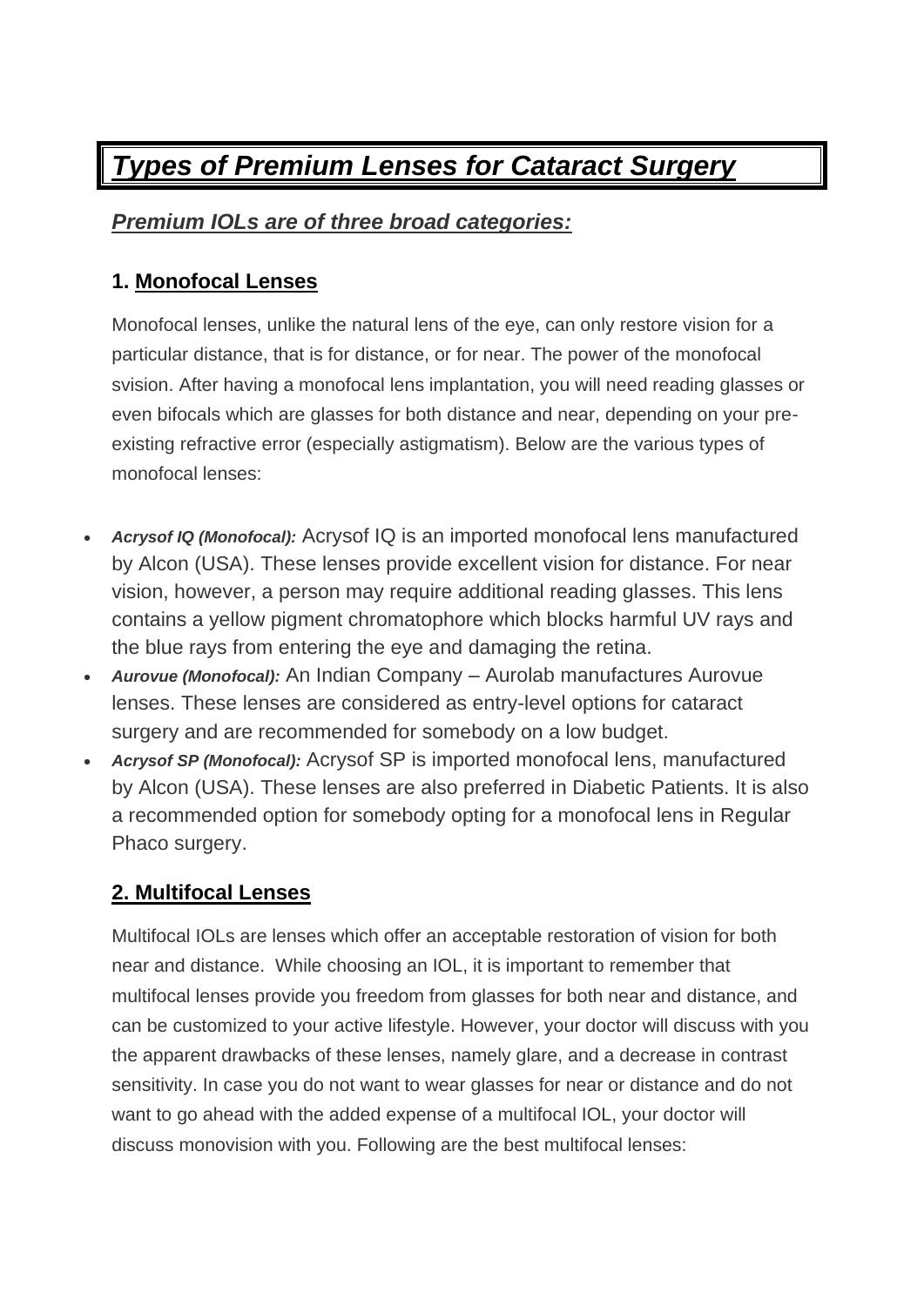# ***Types of Premium Lenses for Cataract Surgery***

## ***Premium IOLs are of three broad categories:***

### 1. Monofocal Lenses

Monofocal lenses, unlike the natural lens of the eye, can only restore vision for a particular distance, that is for distance, or for near. The power of the monofocal svision. After having a monofocal lens implantation, you will need reading glasses or even bifocals which are glasses for both distance and near, depending on your pre-existing refractive error (especially astigmatism). Below are the various types of monofocal lenses:

- ***Acrysof IQ (Monofocal):*** Acrysof IQ is an imported monofocal lens manufactured by Alcon (USA). These lenses provide excellent vision for distance. For near vision, however, a person may require additional reading glasses. This lens contains a yellow pigment chromatophore which blocks harmful UV rays and the blue rays from entering the eye and damaging the retina.
- ***Aurovue (Monofocal):*** An Indian Company – Aurolab manufactures Aurovue lenses. These lenses are considered as entry-level options for cataract surgery and are recommended for somebody on a low budget.
- ***Acrysof SP (Monofocal):*** Acrysof SP is imported monofocal lens, manufactured by Alcon (USA). These lenses are also preferred in Diabetic Patients. It is also a recommended option for somebody opting for a monofocal lens in Regular Phaco surgery.

### 2. Multifocal Lenses

Multifocal IOLs are lenses which offer an acceptable restoration of vision for both near and distance. While choosing an IOL, it is important to remember that multifocal lenses provide you freedom from glasses for both near and distance, and can be customized to your active lifestyle. However, your doctor will discuss with you the apparent drawbacks of these lenses, namely glare, and a decrease in contrast sensitivity. In case you do not want to wear glasses for near or distance and do not want to go ahead with the added expense of a multifocal IOL, your doctor will discuss monovision with you. Following are the best multifocal lenses: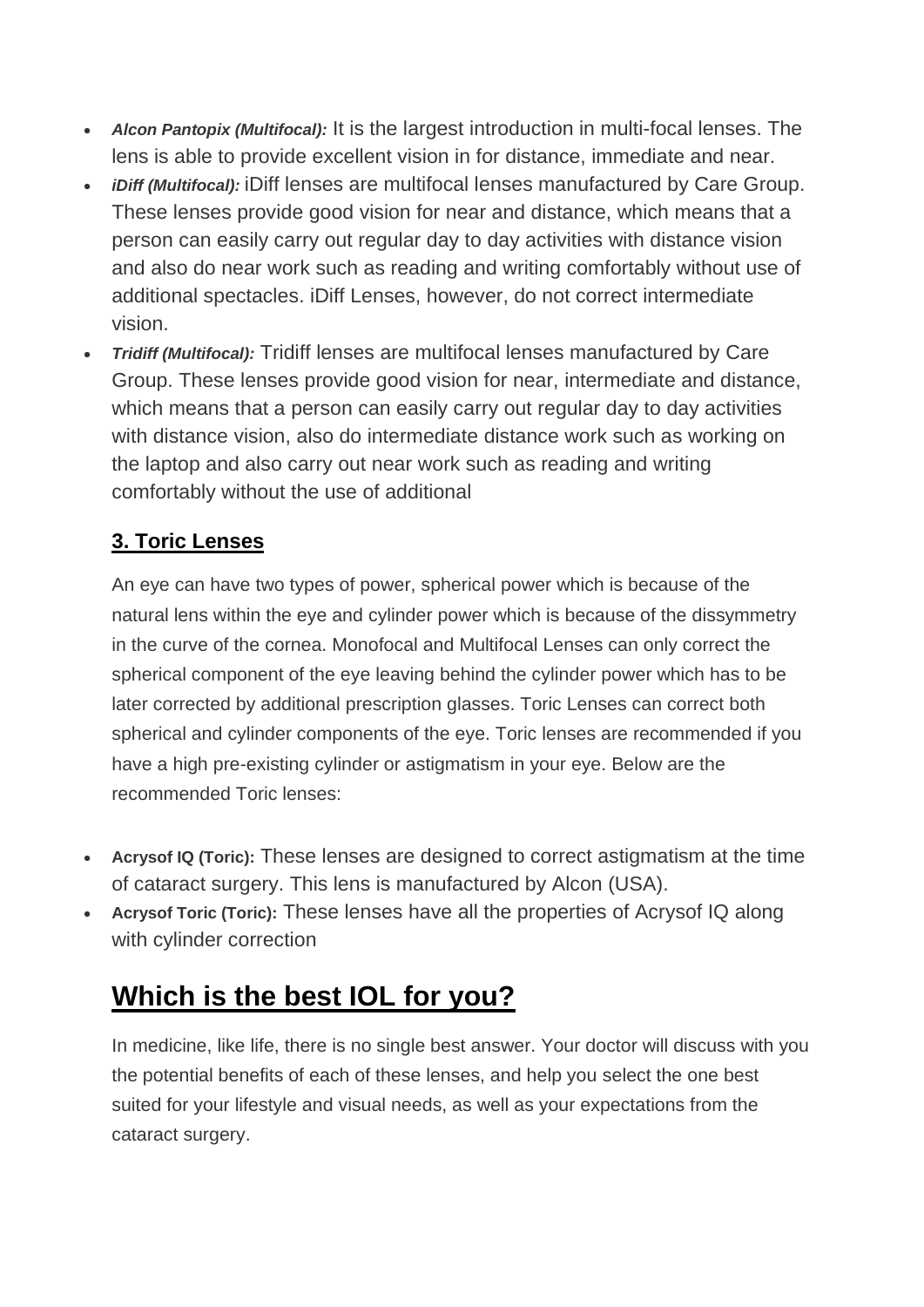- ***Alcon Pantopix (Multifocal):*** It is the largest introduction in multi-focal lenses. The lens is able to provide excellent vision in for distance, immediate and near.
- ***iDiff (Multifocal):*** iDiff lenses are multifocal lenses manufactured by Care Group. These lenses provide good vision for near and distance, which means that a person can easily carry out regular day to day activities with distance vision and also do near work such as reading and writing comfortably without use of additional spectacles. iDiff Lenses, however, do not correct intermediate vision.
- ***Tridiff (Multifocal):*** Tridiff lenses are multifocal lenses manufactured by Care Group. These lenses provide good vision for near, intermediate and distance, which means that a person can easily carry out regular day to day activities with distance vision, also do intermediate distance work such as working on the laptop and also carry out near work such as reading and writing comfortably without the use of additional

### 3. Toric Lenses

An eye can have two types of power, spherical power which is because of the natural lens within the eye and cylinder power which is because of the dissymmetry in the curve of the cornea. Monofocal and Multifocal Lenses can only correct the spherical component of the eye leaving behind the cylinder power which has to be later corrected by additional prescription glasses. Toric Lenses can correct both spherical and cylinder components of the eye. Toric lenses are recommended if you have a high pre-existing cylinder or astigmatism in your eye. Below are the recommended Toric lenses:

- **Acrysof IQ (Toric):** These lenses are designed to correct astigmatism at the time of cataract surgery. This lens is manufactured by Alcon (USA).
- **Acrysof Toric (Toric):** These lenses have all the properties of Acrysof IQ along with cylinder correction

## Which is the best IOL for you?

In medicine, like life, there is no single best answer. Your doctor will discuss with you the potential benefits of each of these lenses, and help you select the one best suited for your lifestyle and visual needs, as well as your expectations from the cataract surgery.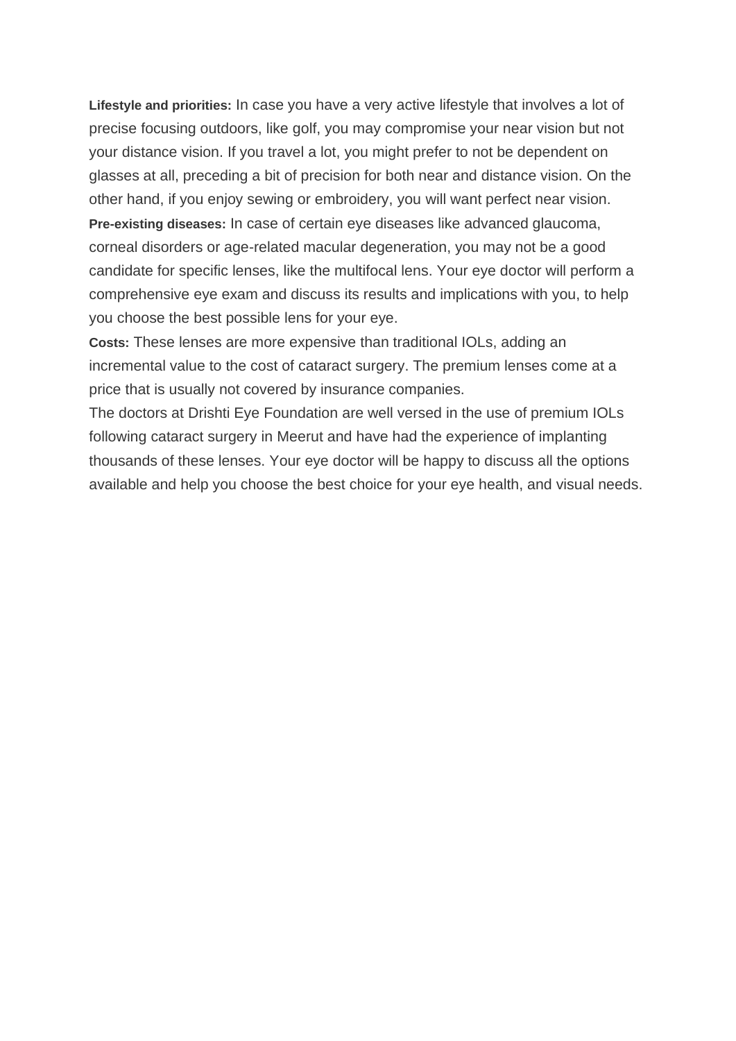**Lifestyle and priorities:** In case you have a very active lifestyle that involves a lot of precise focusing outdoors, like golf, you may compromise your near vision but not your distance vision. If you travel a lot, you might prefer to not be dependent on glasses at all, preceding a bit of precision for both near and distance vision. On the other hand, if you enjoy sewing or embroidery, you will want perfect near vision.

**Pre-existing diseases:** In case of certain eye diseases like advanced glaucoma, corneal disorders or age-related macular degeneration, you may not be a good candidate for specific lenses, like the multifocal lens. Your eye doctor will perform a comprehensive eye exam and discuss its results and implications with you, to help you choose the best possible lens for your eye.

**Costs:** These lenses are more expensive than traditional IOLs, adding an incremental value to the cost of cataract surgery. The premium lenses come at a price that is usually not covered by insurance companies.

The doctors at Drishti Eye Foundation are well versed in the use of premium IOLs following cataract surgery in Meerut and have had the experience of implanting thousands of these lenses. Your eye doctor will be happy to discuss all the options available and help you choose the best choice for your eye health, and visual needs.